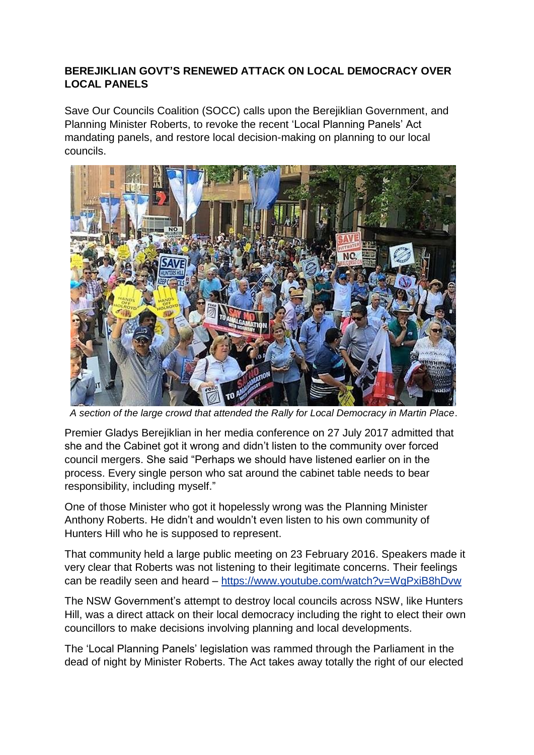**BEREJIKLIAN GOVT'S RENEWED ATTACK ON LOCAL DEMOCRACY OVER LOCAL PANELS**

Save Our Councils Coalition (SOCC) calls upon the Berejiklian Government, and Planning Minister Roberts, to revoke the recent 'Local Planning Panels' Act mandating panels, and restore local decision-making on planning to our local councils.

*A section of the large crowd that attended the Rally for Local Democracy in Martin Place*.

Premier Gladys Berejiklian in her media conference on 27 July 2017 admitted that she and the Cabinet got it wrong and didn't listen to the community over forced council mergers. She said "Perhaps we should have listened earlier on in the process. Every single person who sat around the cabinet table needs to bear responsibility, including myself."

One of those Minister who got it hopelessly wrong was the Planning Minister Anthony Roberts. He didn't and wouldn't even listen to his own community of Hunters Hill who he is supposed to represent.

That community held a large public meeting on 23 February 2016. Speakers made it very clear that Roberts was not listening to their legitimate concerns. Their feelings can be readily seen and heard – https://www.youtube.com/watch?v=WgPxiB8hDvw

The NSW Government's attempt to destroy local councils across NSW, like Hunters Hill, was a direct attack on their local democracy including the right to elect their own councillors to make decisions involving planning and local developments.

The 'Local Planning Panels' legislation was rammed through the Parliament in the dead of night by Minister Roberts. The Act takes away totally the right of our elected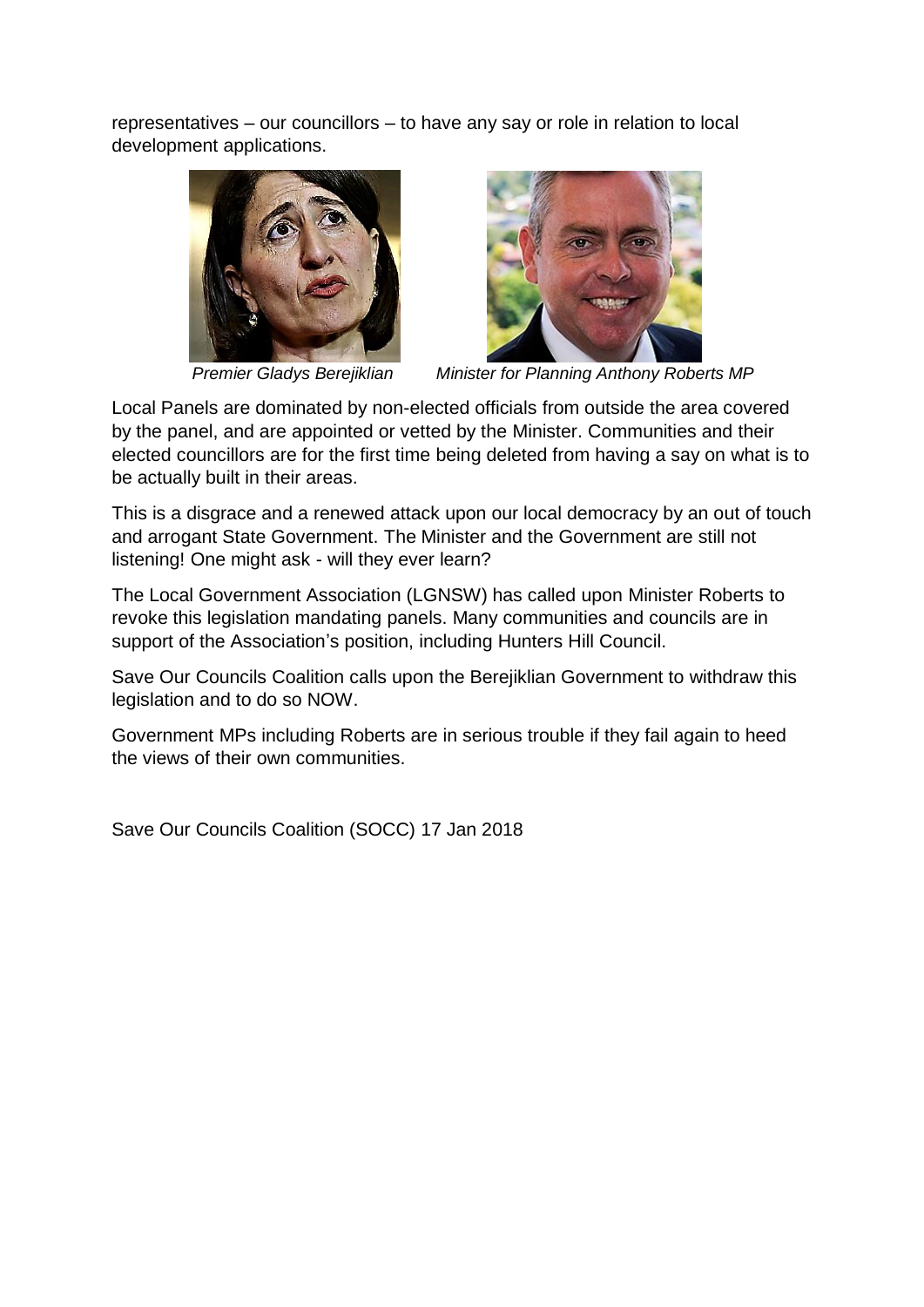representatives – our councillors – to have any say or role in relation to local development applications.

*Premier Gladys Berejiklian* *Minister for Planning Anthony Roberts MP*

Local Panels are dominated by non-elected officials from outside the area covered by the panel, and are appointed or vetted by the Minister. Communities and their elected councillors are for the first time being deleted from having a say on what is to be actually built in their areas.

This is a disgrace and a renewed attack upon our local democracy by an out of touch and arrogant State Government. The Minister and the Government are still not listening! One might ask - will they ever learn?

The Local Government Association (LGNSW) has called upon Minister Roberts to revoke this legislation mandating panels. Many communities and councils are in support of the Association's position, including Hunters Hill Council.

Save Our Councils Coalition calls upon the Berejiklian Government to withdraw this legislation and to do so NOW.

Government MPs including Roberts are in serious trouble if they fail again to heed the views of their own communities.

Save Our Councils Coalition (SOCC) 17 Jan 2018